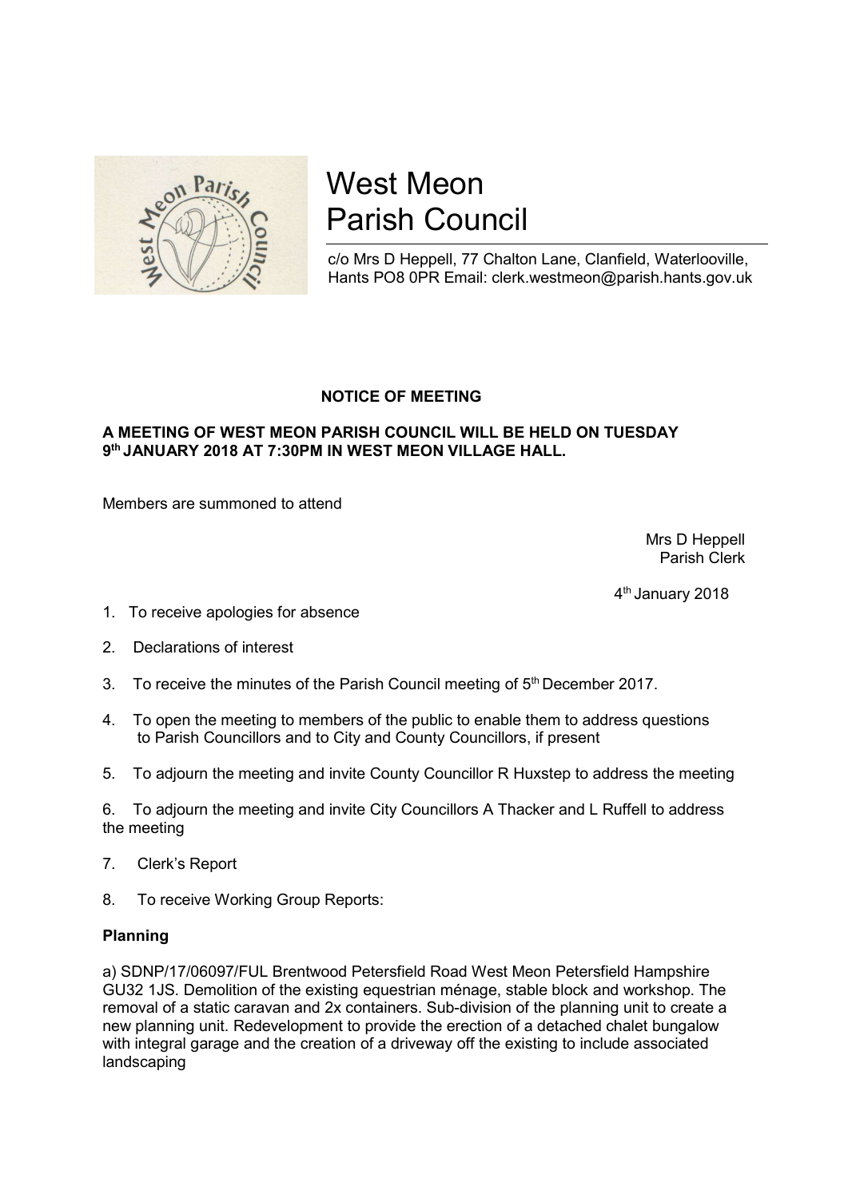# West Meon Parish Council

c/o Mrs D Heppell, 77 Chalton Lane, Clanfield, Waterlooville, Hants PO8 0PR Email: clerk.westmeon@parish.hants.gov.uk

**NOTICE OF MEETING**

**A MEETING OF WEST MEON PARISH COUNCIL WILL BE HELD ON TUESDAY 9th JANUARY 2018 AT 7:30PM IN WEST MEON VILLAGE HALL.**

Members are summoned to attend

Mrs D Heppell
Parish Clerk

4th January 2018

1. To receive apologies for absence

2. Declarations of interest

3. To receive the minutes of the Parish Council meeting of 5th December 2017.

4. To open the meeting to members of the public to enable them to address questions to Parish Councillors and to City and County Councillors, if present

5. To adjourn the meeting and invite County Councillor R Huxstep to address the meeting

6. To adjourn the meeting and invite City Councillors A Thacker and L Ruffell to address the meeting

7. Clerk's Report

8. To receive Working Group Reports:

**Planning**

a) SDNP/17/06097/FUL Brentwood Petersfield Road West Meon Petersfield Hampshire GU32 1JS. Demolition of the existing equestrian ménage, stable block and workshop. The removal of a static caravan and 2x containers. Sub-division of the planning unit to create a new planning unit. Redevelopment to provide the erection of a detached chalet bungalow with integral garage and the creation of a driveway off the existing to include associated landscaping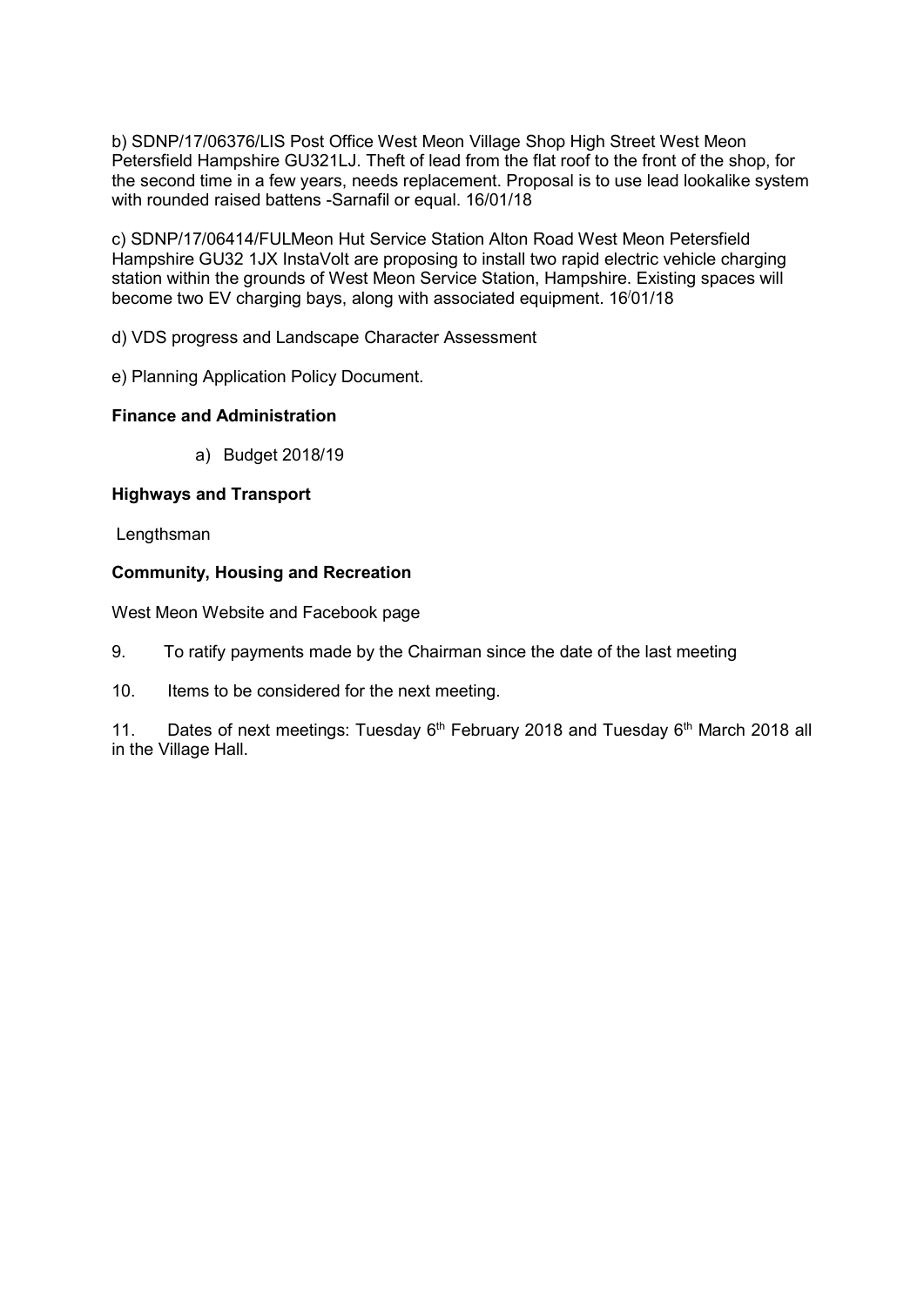b) SDNP/17/06376/LIS Post Office West Meon Village Shop High Street West Meon Petersfield Hampshire GU321LJ. Theft of lead from the flat roof to the front of the shop, for the second time in a few years, needs replacement. Proposal is to use lead lookalike system with rounded raised battens -Sarnafil or equal. 16/01/18

c) SDNP/17/06414/FULMeon Hut Service Station Alton Road West Meon Petersfield Hampshire GU32 1JX InstaVolt are proposing to install two rapid electric vehicle charging station within the grounds of West Meon Service Station, Hampshire. Existing spaces will become two EV charging bays, along with associated equipment. 16/01/18

d) VDS progress and Landscape Character Assessment

e) Planning Application Policy Document.

**Finance and Administration**

a) Budget 2018/19

**Highways and Transport**

Lengthsman

**Community, Housing and Recreation**

West Meon Website and Facebook page

9. To ratify payments made by the Chairman since the date of the last meeting

10. Items to be considered for the next meeting.

11. Dates of next meetings: Tuesday 6th February 2018 and Tuesday 6th March 2018 all in the Village Hall.